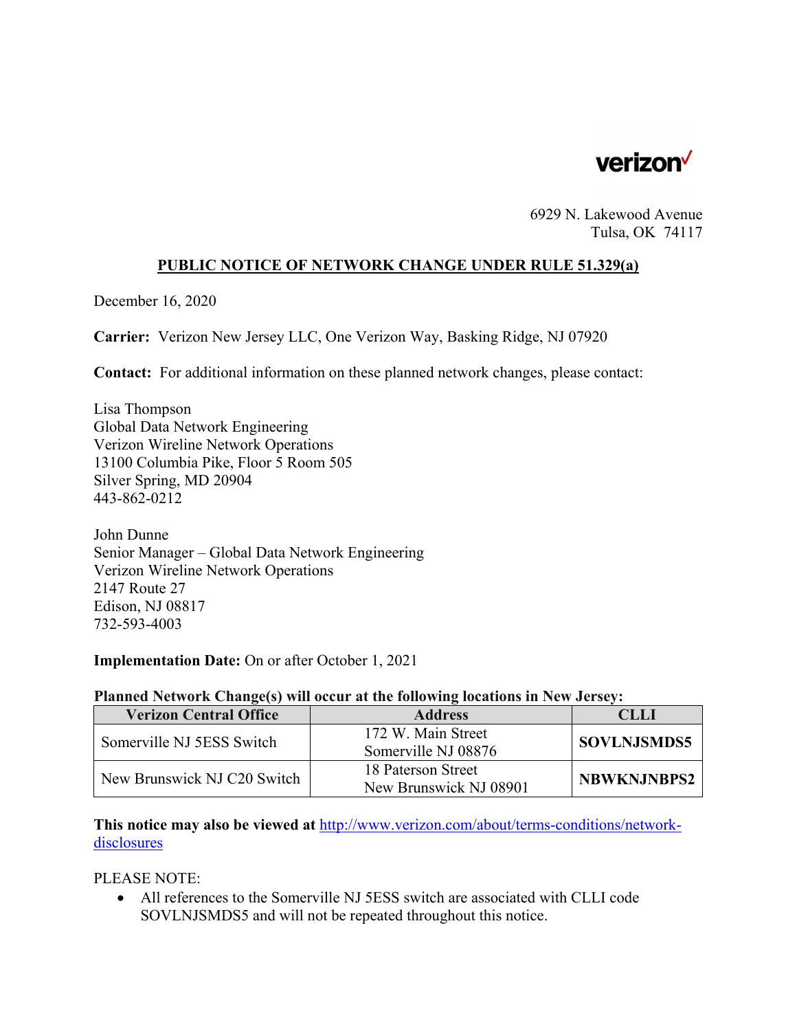verizon

6929 N. Lakewood Avenue
Tulsa, OK 74117

## PUBLIC NOTICE OF NETWORK CHANGE UNDER RULE 51.329(a)

December 16, 2020

**Carrier:** Verizon New Jersey LLC, One Verizon Way, Basking Ridge, NJ 07920

**Contact:** For additional information on these planned network changes, please contact:

Lisa Thompson
Global Data Network Engineering
Verizon Wireline Network Operations
13100 Columbia Pike, Floor 5 Room 505
Silver Spring, MD 20904
443-862-0212

John Dunne
Senior Manager – Global Data Network Engineering
Verizon Wireline Network Operations
2147 Route 27
Edison, NJ 08817
732-593-4003

**Implementation Date:** On or after October 1, 2021

**Planned Network Change(s) will occur at the following locations in New Jersey:**

| Verizon Central Office | Address | CLLI |
|---|---|---|
| Somerville NJ 5ESS Switch | 172 W. Main Street Somerville NJ 08876 | **SOVLNJSMDS5** |
| New Brunswick NJ C20 Switch | 18 Paterson Street New Brunswick NJ 08901 | **NBWKNJNBPS2** |

**This notice may also be viewed at** http://www.verizon.com/about/terms-conditions/network-disclosures

PLEASE NOTE:

- All references to the Somerville NJ 5ESS switch are associated with CLLI code SOVLNJSMDS5 and will not be repeated throughout this notice.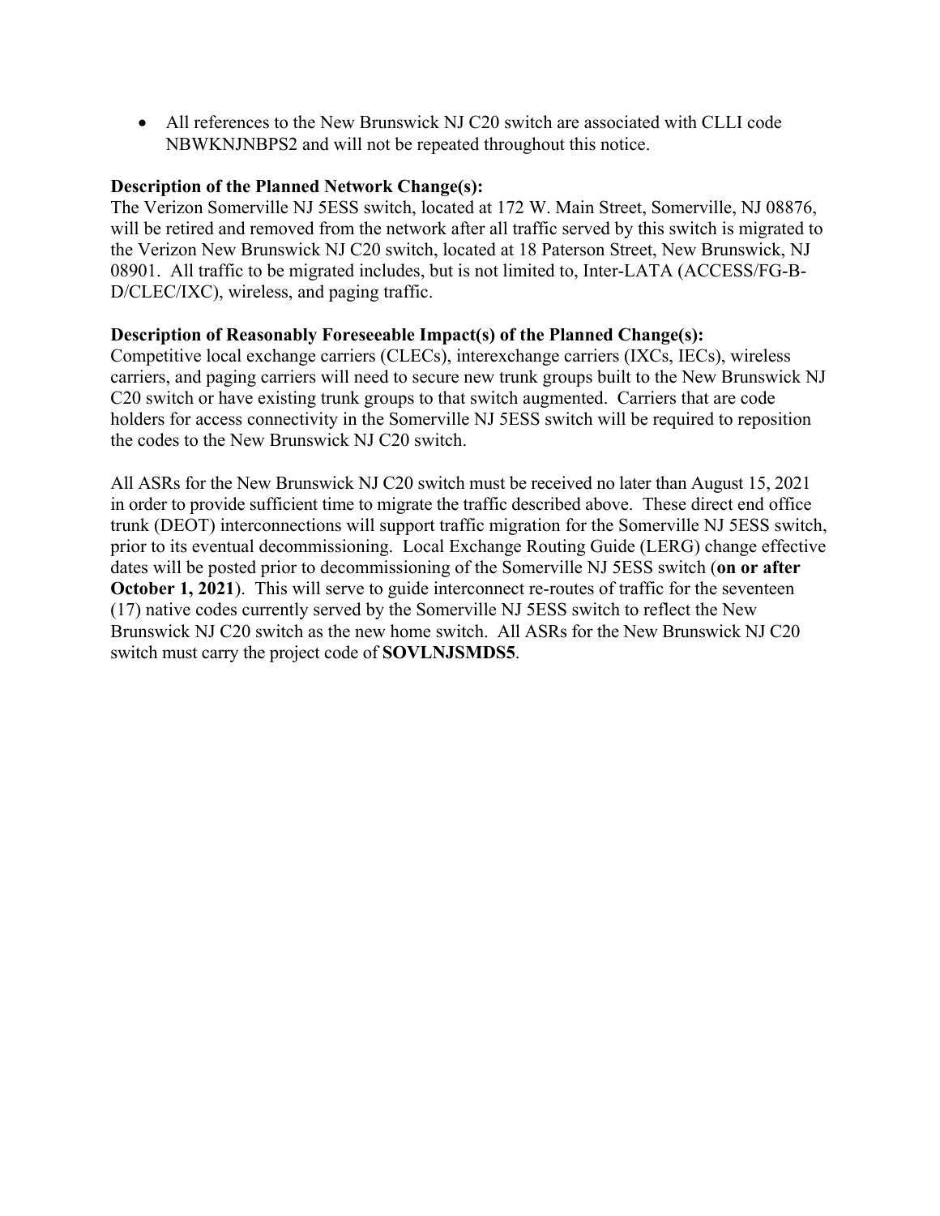- All references to the New Brunswick NJ C20 switch are associated with CLLI code NBWKNJNBPS2 and will not be repeated throughout this notice.

**Description of the Planned Network Change(s):**
The Verizon Somerville NJ 5ESS switch, located at 172 W. Main Street, Somerville, NJ 08876, will be retired and removed from the network after all traffic served by this switch is migrated to the Verizon New Brunswick NJ C20 switch, located at 18 Paterson Street, New Brunswick, NJ 08901. All traffic to be migrated includes, but is not limited to, Inter-LATA (ACCESS/FG-B-D/CLEC/IXC), wireless, and paging traffic.

**Description of Reasonably Foreseeable Impact(s) of the Planned Change(s):**
Competitive local exchange carriers (CLECs), interexchange carriers (IXCs, IECs), wireless carriers, and paging carriers will need to secure new trunk groups built to the New Brunswick NJ C20 switch or have existing trunk groups to that switch augmented. Carriers that are code holders for access connectivity in the Somerville NJ 5ESS switch will be required to reposition the codes to the New Brunswick NJ C20 switch.

All ASRs for the New Brunswick NJ C20 switch must be received no later than August 15, 2021 in order to provide sufficient time to migrate the traffic described above. These direct end office trunk (DEOT) interconnections will support traffic migration for the Somerville NJ 5ESS switch, prior to its eventual decommissioning. Local Exchange Routing Guide (LERG) change effective dates will be posted prior to decommissioning of the Somerville NJ 5ESS switch (**on or after October 1, 2021**). This will serve to guide interconnect re-routes of traffic for the seventeen (17) native codes currently served by the Somerville NJ 5ESS switch to reflect the New Brunswick NJ C20 switch as the new home switch. All ASRs for the New Brunswick NJ C20 switch must carry the project code of **SOVLNJSMDS5**.